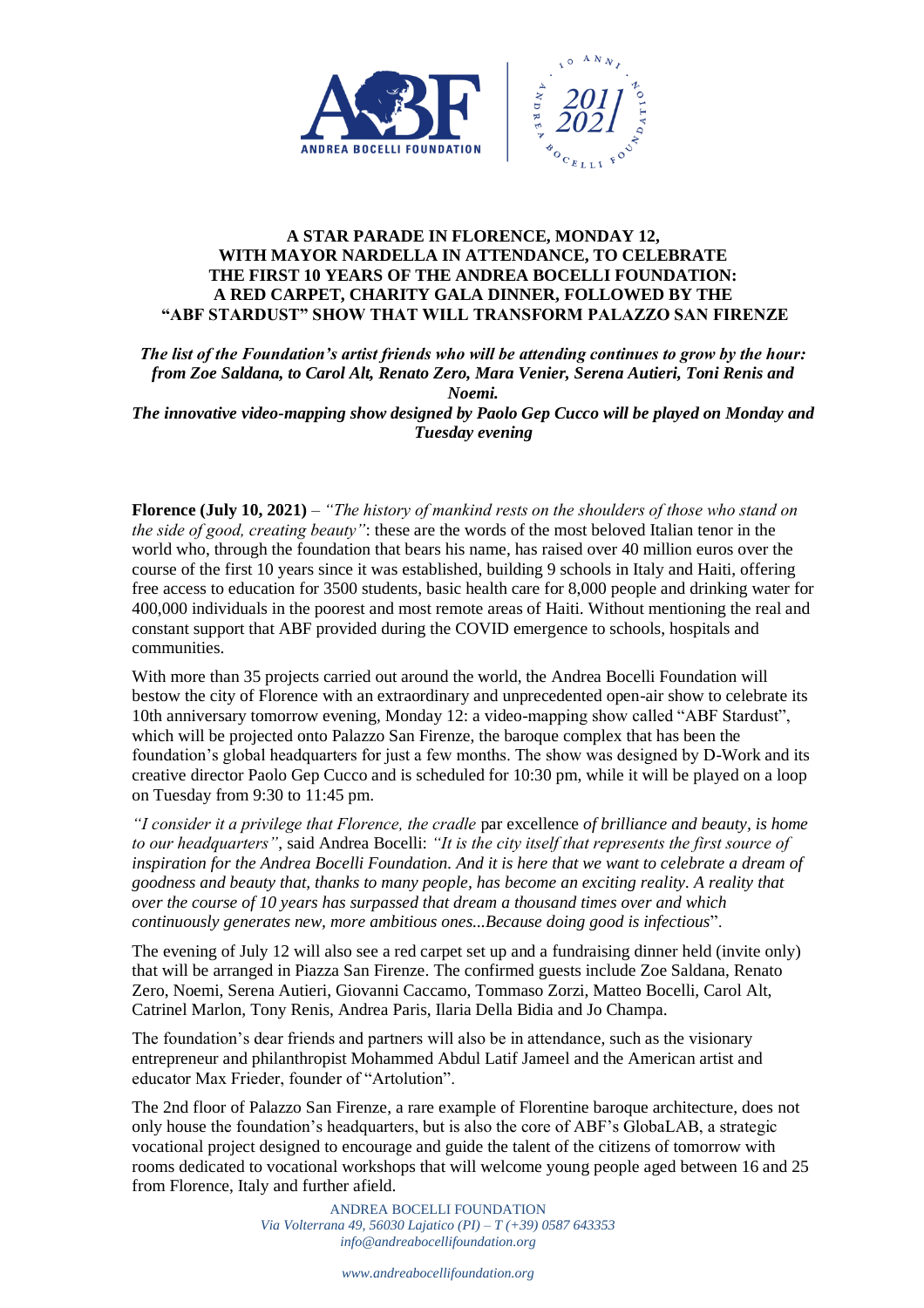# A STAR PARADE IN FLORENCE, MONDAY 12, WITH MAYOR NARDELLA IN ATTENDANCE, TO CELEBRATE THE FIRST 10 YEARS OF THE ANDREA BOCELLI FOUNDATION: A RED CARPET, CHARITY GALA DINNER, FOLLOWED BY THE "ABF STARDUST" SHOW THAT WILL TRANSFORM PALAZZO SAN FIRENZE

***The list of the Foundation's artist friends who will be attending continues to grow by the hour: from Zoe Saldana, to Carol Alt, Renato Zero, Mara Venier, Serena Autieri, Toni Renis and Noemi.***
***The innovative video-mapping show designed by Paolo Gep Cucco will be played on Monday and Tuesday evening***

**Florence (July 10, 2021)** – *"The history of mankind rests on the shoulders of those who stand on the side of good, creating beauty"*: these are the words of the most beloved Italian tenor in the world who, through the foundation that bears his name, has raised over 40 million euros over the course of the first 10 years since it was established, building 9 schools in Italy and Haiti, offering free access to education for 3500 students, basic health care for 8,000 people and drinking water for 400,000 individuals in the poorest and most remote areas of Haiti. Without mentioning the real and constant support that ABF provided during the COVID emergence to schools, hospitals and communities.

With more than 35 projects carried out around the world, the Andrea Bocelli Foundation will bestow the city of Florence with an extraordinary and unprecedented open-air show to celebrate its 10th anniversary tomorrow evening, Monday 12: a video-mapping show called "ABF Stardust", which will be projected onto Palazzo San Firenze, the baroque complex that has been the foundation's global headquarters for just a few months. The show was designed by D-Work and its creative director Paolo Gep Cucco and is scheduled for 10:30 pm, while it will be played on a loop on Tuesday from 9:30 to 11:45 pm.

*"I consider it a privilege that Florence, the cradle* par excellence *of brilliance and beauty, is home to our headquarters"*, said Andrea Bocelli: *"It is the city itself that represents the first source of inspiration for the Andrea Bocelli Foundation. And it is here that we want to celebrate a dream of goodness and beauty that, thanks to many people, has become an exciting reality. A reality that over the course of 10 years has surpassed that dream a thousand times over and which continuously generates new, more ambitious ones...Because doing good is infectious*".

The evening of July 12 will also see a red carpet set up and a fundraising dinner held (invite only) that will be arranged in Piazza San Firenze. The confirmed guests include Zoe Saldana, Renato Zero, Noemi, Serena Autieri, Giovanni Caccamo, Tommaso Zorzi, Matteo Bocelli, Carol Alt, Catrinel Marlon, Tony Renis, Andrea Paris, Ilaria Della Bidia and Jo Champa.

The foundation's dear friends and partners will also be in attendance, such as the visionary entrepreneur and philanthropist Mohammed Abdul Latif Jameel and the American artist and educator Max Frieder, founder of "Artolution".

The 2nd floor of Palazzo San Firenze, a rare example of Florentine baroque architecture, does not only house the foundation's headquarters, but is also the core of ABF's GlobaLAB, a strategic vocational project designed to encourage and guide the talent of the citizens of tomorrow with rooms dedicated to vocational workshops that will welcome young people aged between 16 and 25 from Florence, Italy and further afield.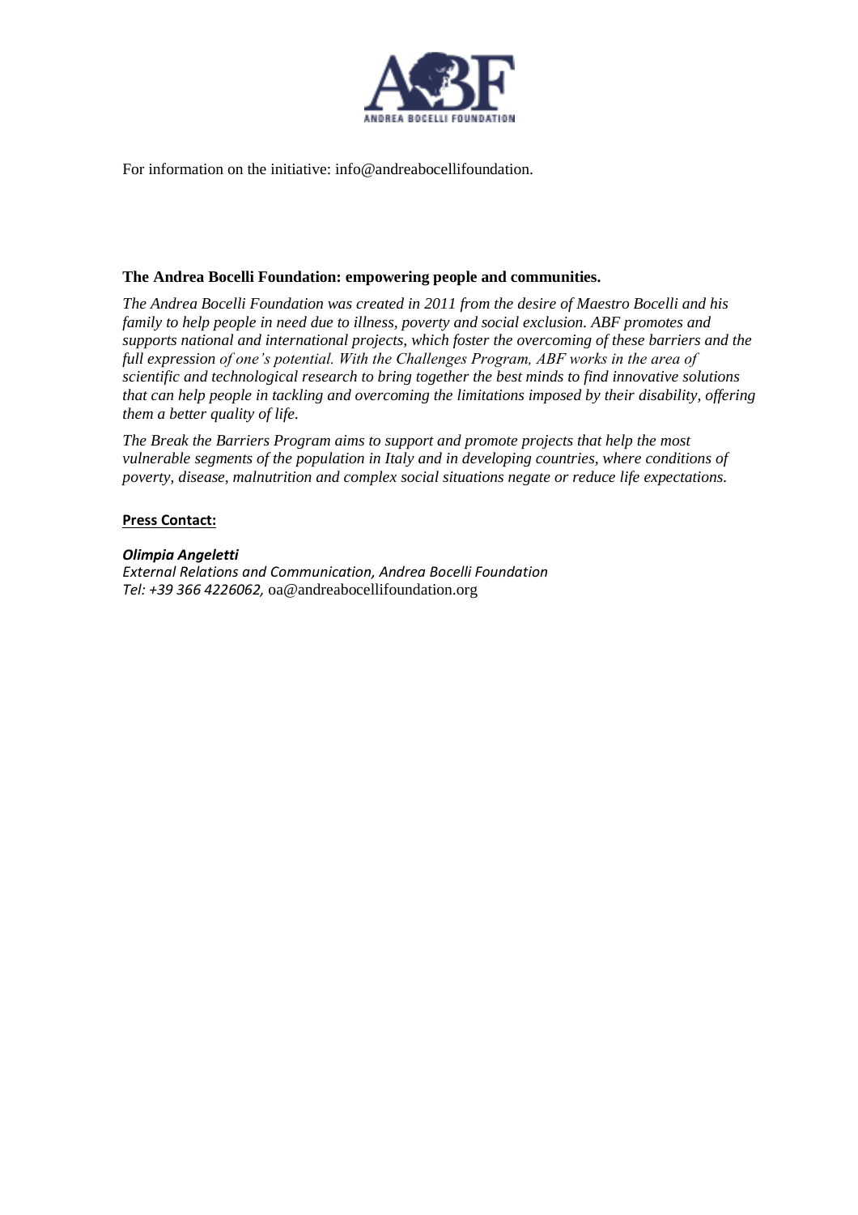For information on the initiative: info@andreabocellifoundation.

**The Andrea Bocelli Foundation: empowering people and communities.**

*The Andrea Bocelli Foundation was created in 2011 from the desire of Maestro Bocelli and his family to help people in need due to illness, poverty and social exclusion. ABF promotes and supports national and international projects, which foster the overcoming of these barriers and the full expression of one's potential. With the Challenges Program, ABF works in the area of scientific and technological research to bring together the best minds to find innovative solutions that can help people in tackling and overcoming the limitations imposed by their disability, offering them a better quality of life.*

*The Break the Barriers Program aims to support and promote projects that help the most vulnerable segments of the population in Italy and in developing countries, where conditions of poverty, disease, malnutrition and complex social situations negate or reduce life expectations.*

**Press Contact:**

***Olimpia Angeletti***
*External Relations and Communication, Andrea Bocelli Foundation*
*Tel: +39 366 4226062,* oa@andreabocellifoundation.org